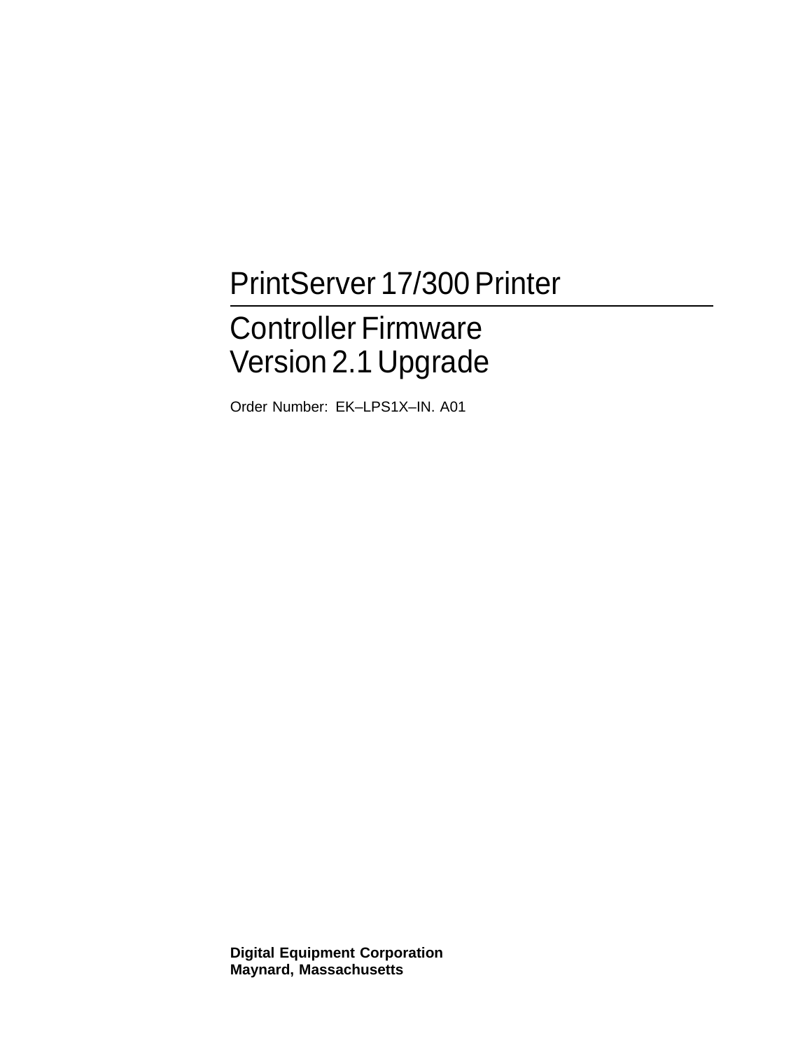# PrintServer 17/300 Printer

## Controller Firmware Version 2.1 Upgrade

Order Number: EK–LPS1X–IN. A01

**Digital Equipment Corporation**
**Maynard, Massachusetts**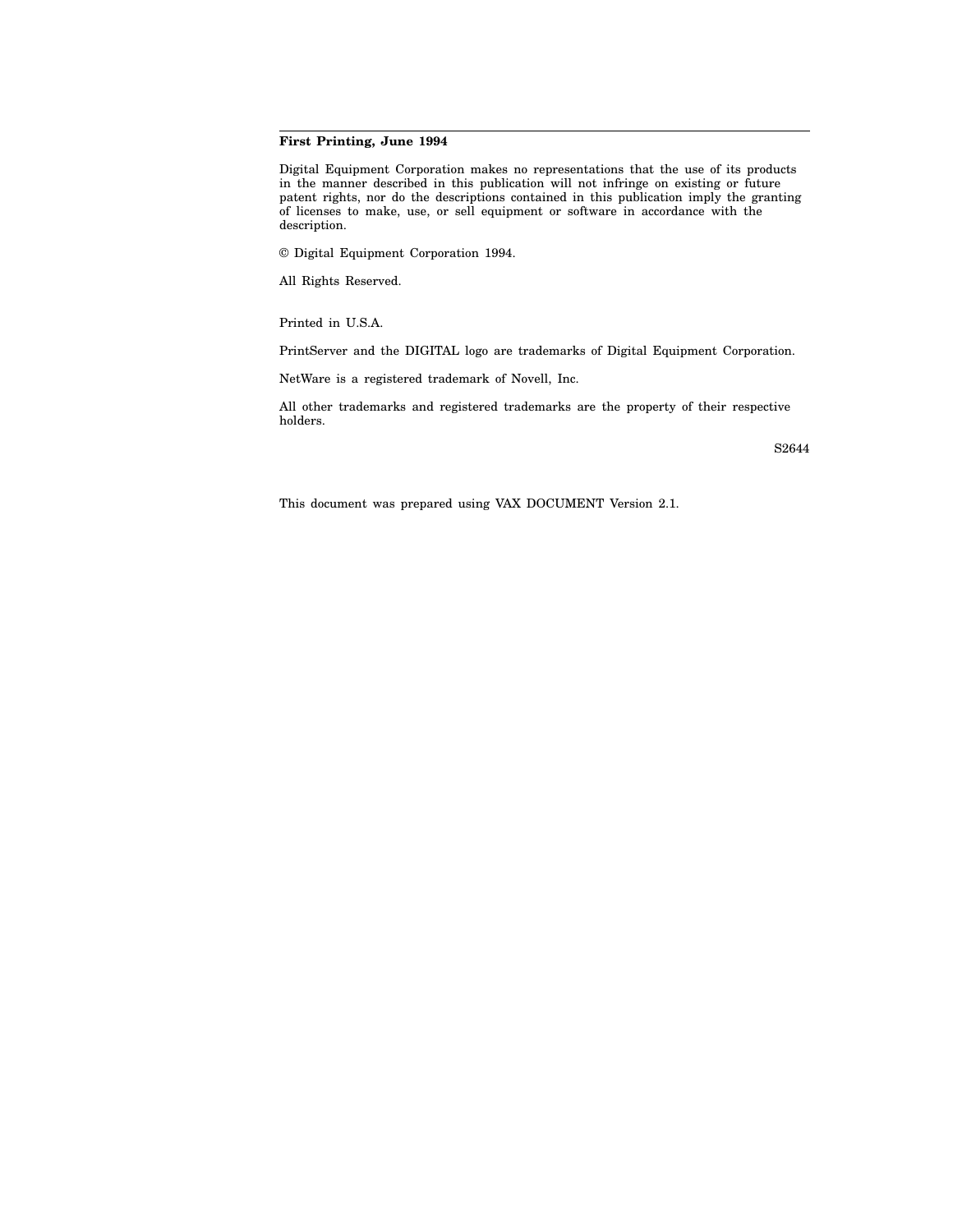**First Printing, June 1994**

Digital Equipment Corporation makes no representations that the use of its products in the manner described in this publication will not infringe on existing or future patent rights, nor do the descriptions contained in this publication imply the granting of licenses to make, use, or sell equipment or software in accordance with the description.

© Digital Equipment Corporation 1994.

All Rights Reserved.

Printed in U.S.A.

PrintServer and the DIGITAL logo are trademarks of Digital Equipment Corporation.

NetWare is a registered trademark of Novell, Inc.

All other trademarks and registered trademarks are the property of their respective holders.

S2644

This document was prepared using VAX DOCUMENT Version 2.1.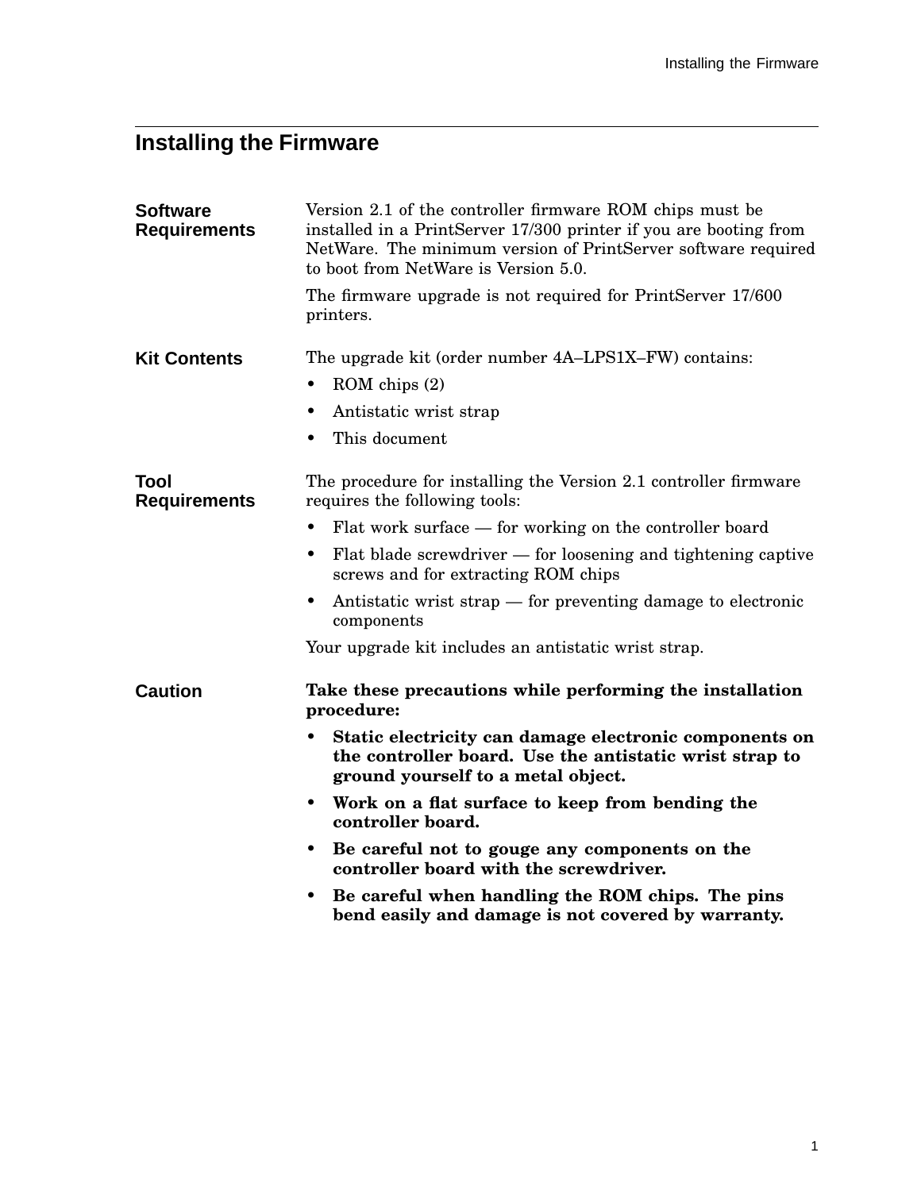# Installing the Firmware

### Software Requirements

Version 2.1 of the controller firmware ROM chips must be installed in a PrintServer 17/300 printer if you are booting from NetWare. The minimum version of PrintServer software required to boot from NetWare is Version 5.0.

The firmware upgrade is not required for PrintServer 17/600 printers.

### Kit Contents

The upgrade kit (order number 4A–LPS1X–FW) contains:

- ROM chips (2)
- Antistatic wrist strap
- This document

### Tool Requirements

The procedure for installing the Version 2.1 controller firmware requires the following tools:

- Flat work surface — for working on the controller board
- Flat blade screwdriver — for loosening and tightening captive screws and for extracting ROM chips
- Antistatic wrist strap — for preventing damage to electronic components

Your upgrade kit includes an antistatic wrist strap.

### Caution

**Take these precautions while performing the installation procedure:**

- **Static electricity can damage electronic components on the controller board. Use the antistatic wrist strap to ground yourself to a metal object.**
- **Work on a flat surface to keep from bending the controller board.**
- **Be careful not to gouge any components on the controller board with the screwdriver.**
- **Be careful when handling the ROM chips. The pins bend easily and damage is not covered by warranty.**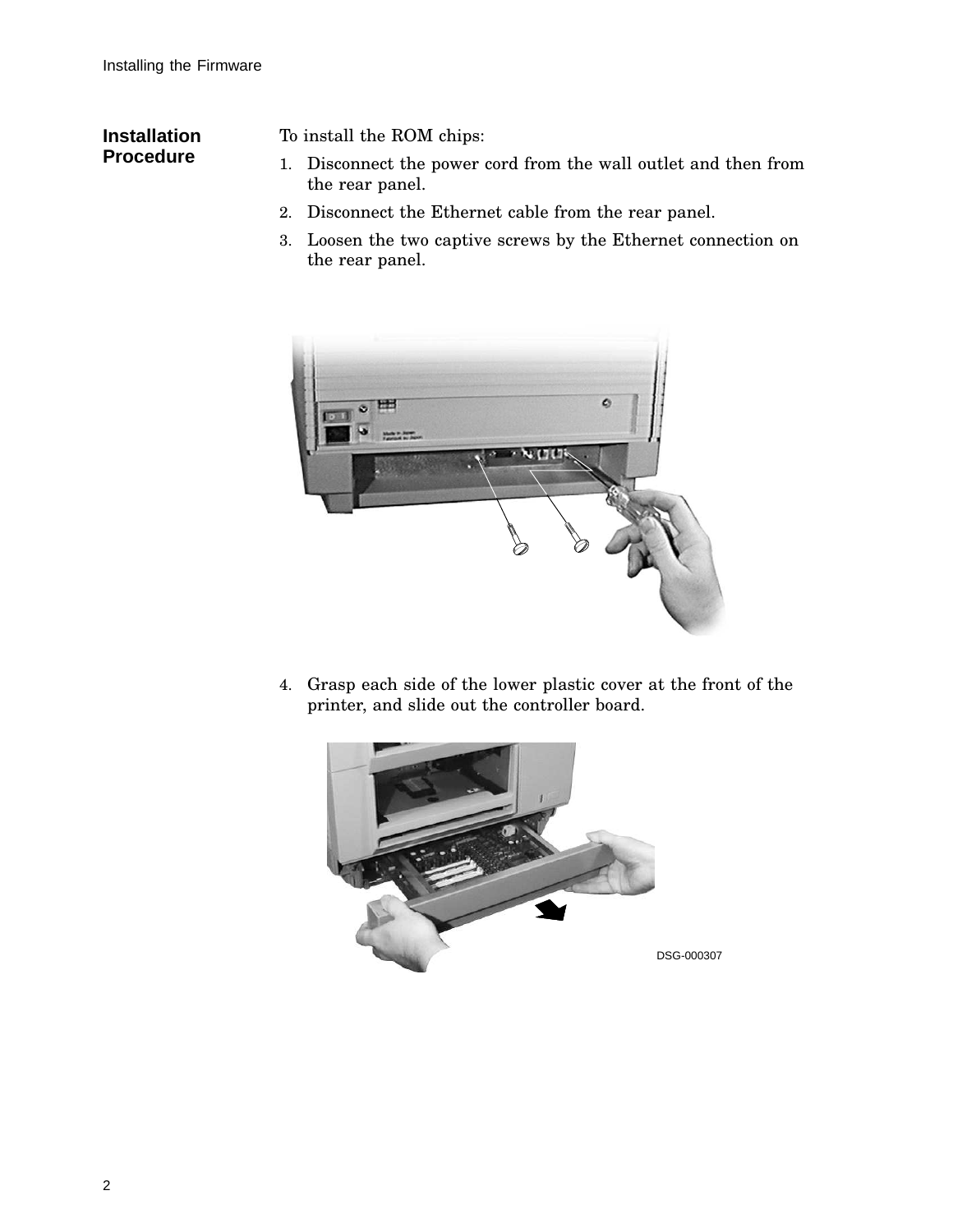## Installation Procedure

To install the ROM chips:

1. Disconnect the power cord from the wall outlet and then from the rear panel.
2. Disconnect the Ethernet cable from the rear panel.
3. Loosen the two captive screws by the Ethernet connection on the rear panel.
4. Grasp each side of the lower plastic cover at the front of the printer, and slide out the controller board.

DSG-000307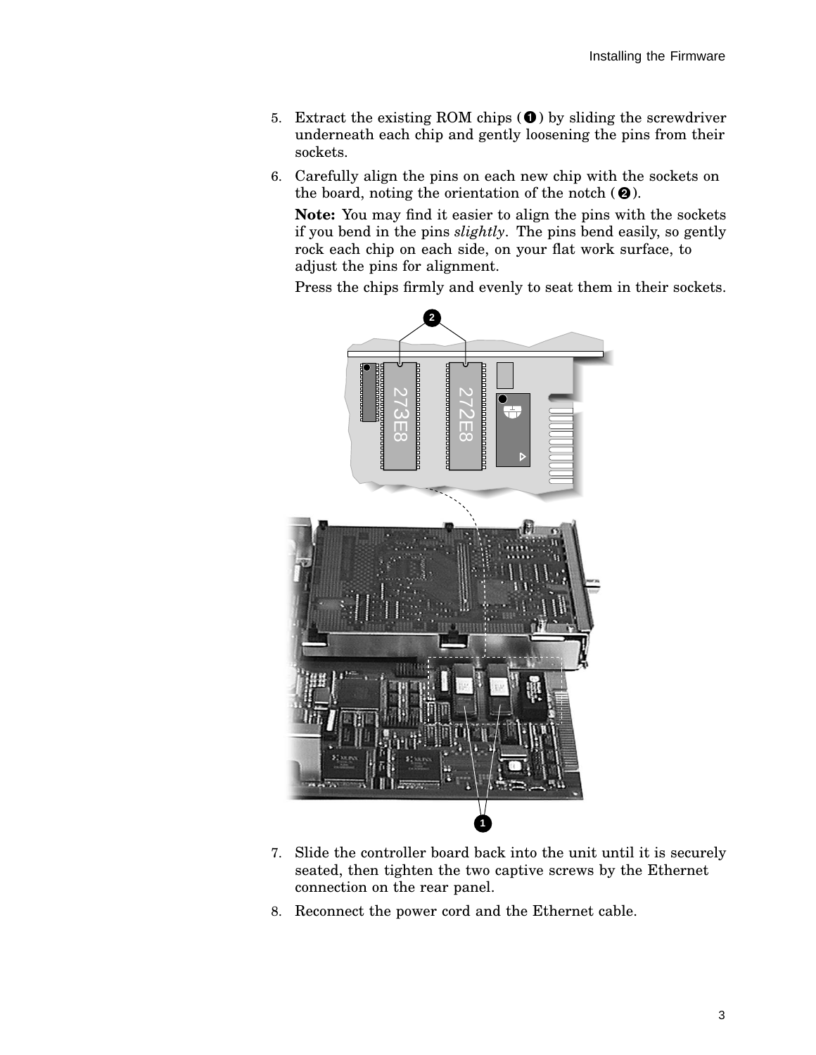5. Extract the existing ROM chips (❶) by sliding the screwdriver underneath each chip and gently loosening the pins from their sockets.
6. Carefully align the pins on each new chip with the sockets on the board, noting the orientation of the notch (❷).

   **Note:** You may find it easier to align the pins with the sockets if you bend in the pins *slightly*. The pins bend easily, so gently rock each chip on each side, on your flat work surface, to adjust the pins for alignment.

   Press the chips firmly and evenly to seat them in their sockets.

7. Slide the controller board back into the unit until it is securely seated, then tighten the two captive screws by the Ethernet connection on the rear panel.
8. Reconnect the power cord and the Ethernet cable.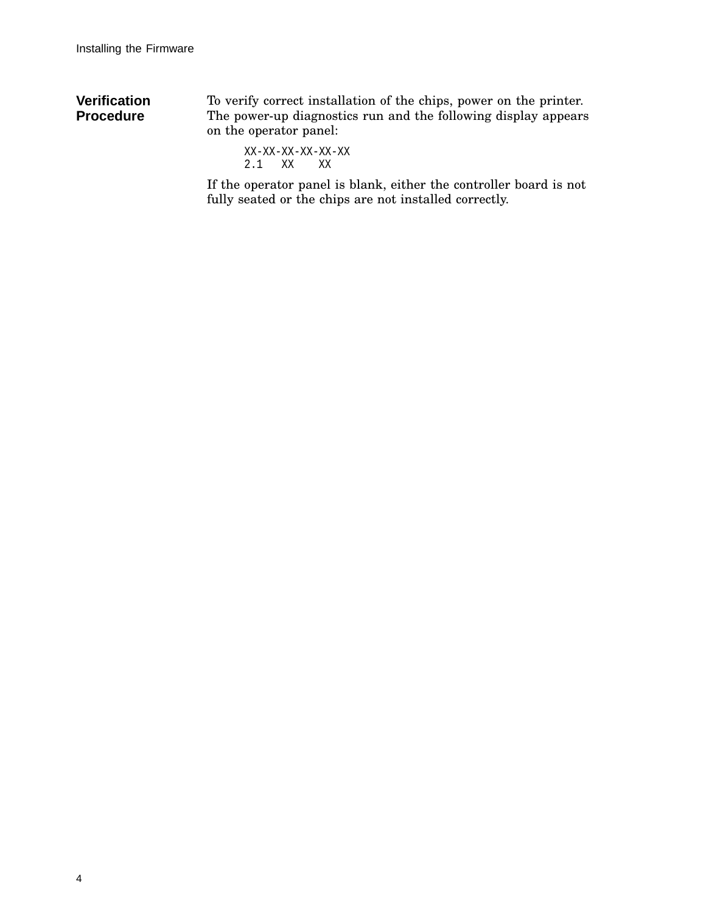## Verification Procedure

To verify correct installation of the chips, power on the printer. The power-up diagnostics run and the following display appears on the operator panel:

```
XX-XX-XX-XX-XX-XX
2.1   XX    XX
```

If the operator panel is blank, either the controller board is not fully seated or the chips are not installed correctly.